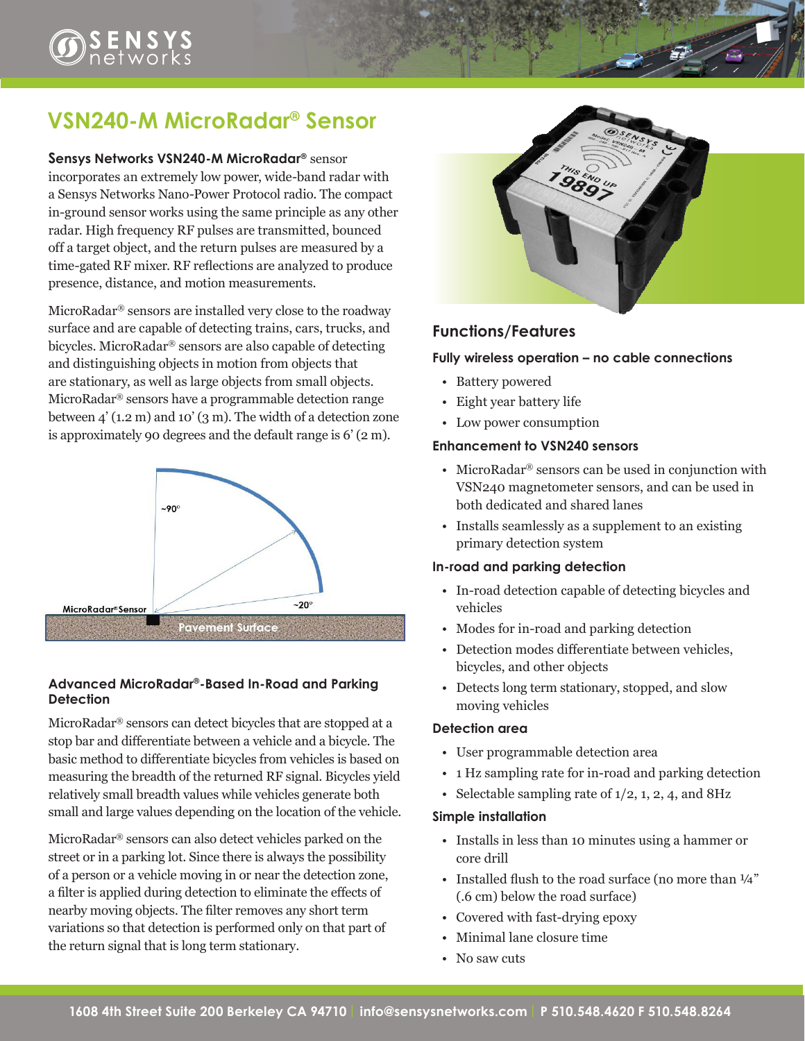# VSN240-M MicroRadar® Sensor

**Sensys Networks VSN240-M MicroRadar®** sensor incorporates an extremely low power, wide-band radar with a Sensys Networks Nano-Power Protocol radio. The compact in-ground sensor works using the same principle as any other radar. High frequency RF pulses are transmitted, bounced off a target object, and the return pulses are measured by a time-gated RF mixer. RF reflections are analyzed to produce presence, distance, and motion measurements.

MicroRadar® sensors are installed very close to the roadway surface and are capable of detecting trains, cars, trucks, and bicycles. MicroRadar® sensors are also capable of detecting and distinguishing objects in motion from objects that are stationary, as well as large objects from small objects. MicroRadar® sensors have a programmable detection range between 4' (1.2 m) and 10' (3 m). The width of a detection zone is approximately 90 degrees and the default range is 6' (2 m).

~90°

~20°

MicroRadar® Sensor

Pavement Surface

## Advanced MicroRadar®-Based In-Road and Parking Detection

MicroRadar® sensors can detect bicycles that are stopped at a stop bar and differentiate between a vehicle and a bicycle. The basic method to differentiate bicycles from vehicles is based on measuring the breadth of the returned RF signal. Bicycles yield relatively small breadth values while vehicles generate both small and large values depending on the location of the vehicle.

MicroRadar® sensors can also detect vehicles parked on the street or in a parking lot. Since there is always the possibility of a person or a vehicle moving in or near the detection zone, a filter is applied during detection to eliminate the effects of nearby moving objects. The filter removes any short term variations so that detection is performed only on that part of the return signal that is long term stationary.

## Functions/Features

### Fully wireless operation – no cable connections

- Battery powered
- Eight year battery life
- Low power consumption

### Enhancement to VSN240 sensors

- MicroRadar® sensors can be used in conjunction with VSN240 magnetometer sensors, and can be used in both dedicated and shared lanes
- Installs seamlessly as a supplement to an existing primary detection system

### In-road and parking detection

- In-road detection capable of detecting bicycles and vehicles
- Modes for in-road and parking detection
- Detection modes differentiate between vehicles, bicycles, and other objects
- Detects long term stationary, stopped, and slow moving vehicles

### Detection area

- User programmable detection area
- 1 Hz sampling rate for in-road and parking detection
- Selectable sampling rate of 1/2, 1, 2, 4, and 8Hz

### Simple installation

- Installs in less than 10 minutes using a hammer or core drill
- Installed flush to the road surface (no more than ¼" (.6 cm) below the road surface)
- Covered with fast-drying epoxy
- Minimal lane closure time
- No saw cuts

1608 4th Street Suite 200 Berkeley CA 94710 | info@sensysnetworks.com | P 510.548.4620 F 510.548.8264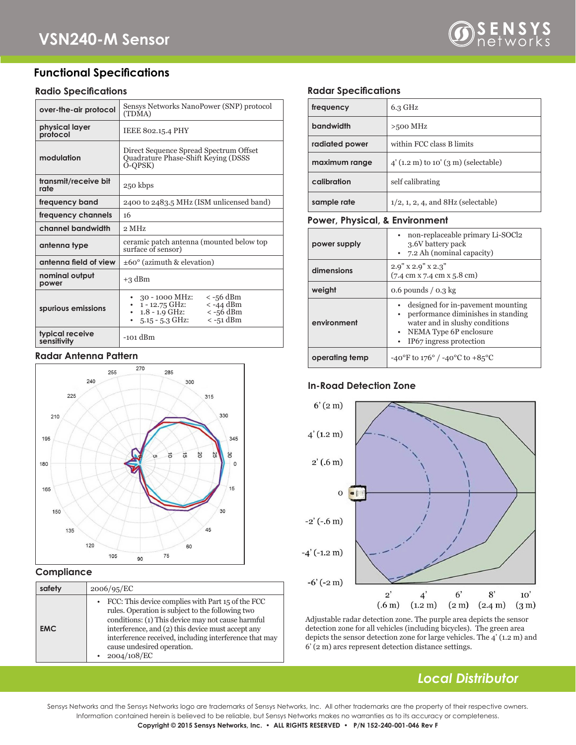# VSN240-M Sensor

## Functional Specifications

### Radio Specifications

| | |
|---|---|
| over-the-air protocol | Sensys Networks NanoPower (SNP) protocol (TDMA) |
| physical layer protocol | IEEE 802.15.4 PHY |
| modulation | Direct Sequence Spread Spectrum Offset Quadrature Phase-Shift Keying (DSSS O-QPSK) |
| transmit/receive bit rate | 250 kbps |
| frequency band | 2400 to 2483.5 MHz (ISM unlicensed band) |
| frequency channels | 16 |
| channel bandwidth | 2 MHz |
| antenna type | ceramic patch antenna (mounted below top surface of sensor) |
| antenna field of view | ±60° (azimuth & elevation) |
| nominal output power | +3 dBm |
| spurious emissions | • 30 - 1000 MHz: < -56 dBm<br>• 1 - 12.75 GHz: < -44 dBm<br>• 1.8 - 1.9 GHz: < -56 dBm<br>• 5.15 - 5.3 GHz: < -51 dBm |
| typical receive sensitivity | -101 dBm |

### Radar Antenna Pattern

270
255
285
240
300
225
315
210
330
195
345
180
0
165
15
150
30
135
45
120
60
105
75
90
5
10
15
20
25
30

### Compliance

| | |
|---|---|
| safety | 2006/95/EC |
| EMC | • FCC: This device complies with Part 15 of the FCC rules. Operation is subject to the following two conditions: (1) This device may not cause harmful interference, and (2) this device must accept any interference received, including interference that may cause undesired operation.<br>• 2004/108/EC |

### Radar Specifications

| | |
|---|---|
| frequency | 6.3 GHz |
| bandwidth | >500 MHz |
| radiated power | within FCC class B limits |
| maximum range | 4' (1.2 m) to 10' (3 m) (selectable) |
| calibration | self calibrating |
| sample rate | 1/2, 1, 2, 4, and 8Hz (selectable) |

### Power, Physical, & Environment

| | |
|---|---|
| power supply | • non-replaceable primary Li-SOCl2 3.6V battery pack<br>• 7.2 Ah (nominal capacity) |
| dimensions | 2.9" x 2.9" x 2.3" (7.4 cm x 7.4 cm x 5.8 cm) |
| weight | 0.6 pounds / 0.3 kg |
| environment | • designed for in-pavement mounting<br>• performance diminishes in standing water and in slushy conditions<br>• NEMA Type 6P enclosure<br>• IP67 ingress protection |
| operating temp | -40°F to 176° / -40°C to +85°C |

### In-Road Detection Zone

6' (2 m)
4' (1.2 m)
2' (.6 m)
0
-2' (-.6 m)
-4' (-1.2 m)
-6' (-2 m)
2' (.6 m)
4' (1.2 m)
6' (2 m)
8' (2.4 m)
10' (3 m)

Adjustable radar detection zone. The purple area depicts the sensor detection zone for all vehicles (including bicycles). The green area depicts the sensor detection zone for large vehicles. The 4' (1.2 m) and 6' (2 m) arcs represent detection distance settings.

*Local Distributor*

Sensys Networks and the Sensys Networks logo are trademarks of Sensys Networks, Inc. All other trademarks are the property of their respective owners. Information contained herein is believed to be reliable, but Sensys Networks makes no warranties as to its accuracy or completeness.

**Copyright © 2015 Sensys Networks, Inc. • ALL RIGHTS RESERVED • P/N 152-240-001-046 Rev F**